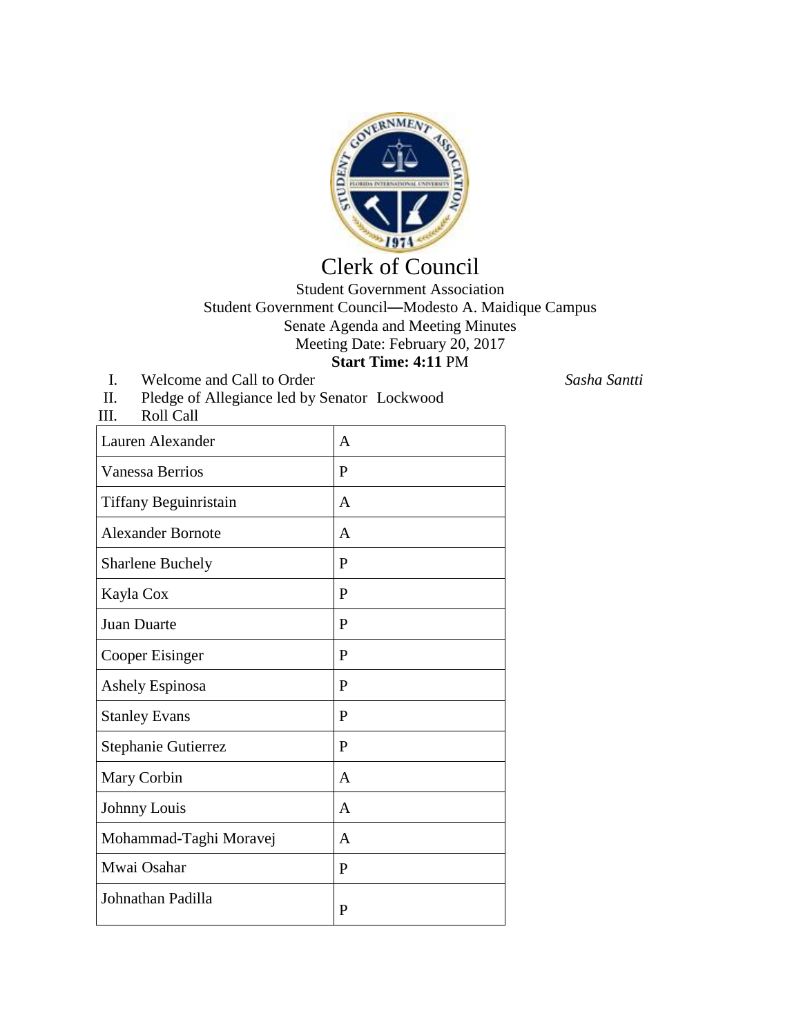# Clerk of Council

Student Government Association
Student Government Council—Modesto A. Maidique Campus
Senate Agenda and Meeting Minutes
Meeting Date: February 20, 2017
**Start Time: 4:11** PM

I. Welcome and Call to Order *Sasha Santti*

II. Pledge of Allegiance led by Senator Lockwood

III. Roll Call

| | |
|---|---|
| Lauren Alexander | A |
| Vanessa Berrios | P |
| Tiffany Beguinristain | A |
| Alexander Bornote | A |
| Sharlene Buchely | P |
| Kayla Cox | P |
| Juan Duarte | P |
| Cooper Eisinger | P |
| Ashely Espinosa | P |
| Stanley Evans | P |
| Stephanie Gutierrez | P |
| Mary Corbin | A |
| Johnny Louis | A |
| Mohammad-Taghi Moravej | A |
| Mwai Osahar | P |
| Johnathan Padilla | P |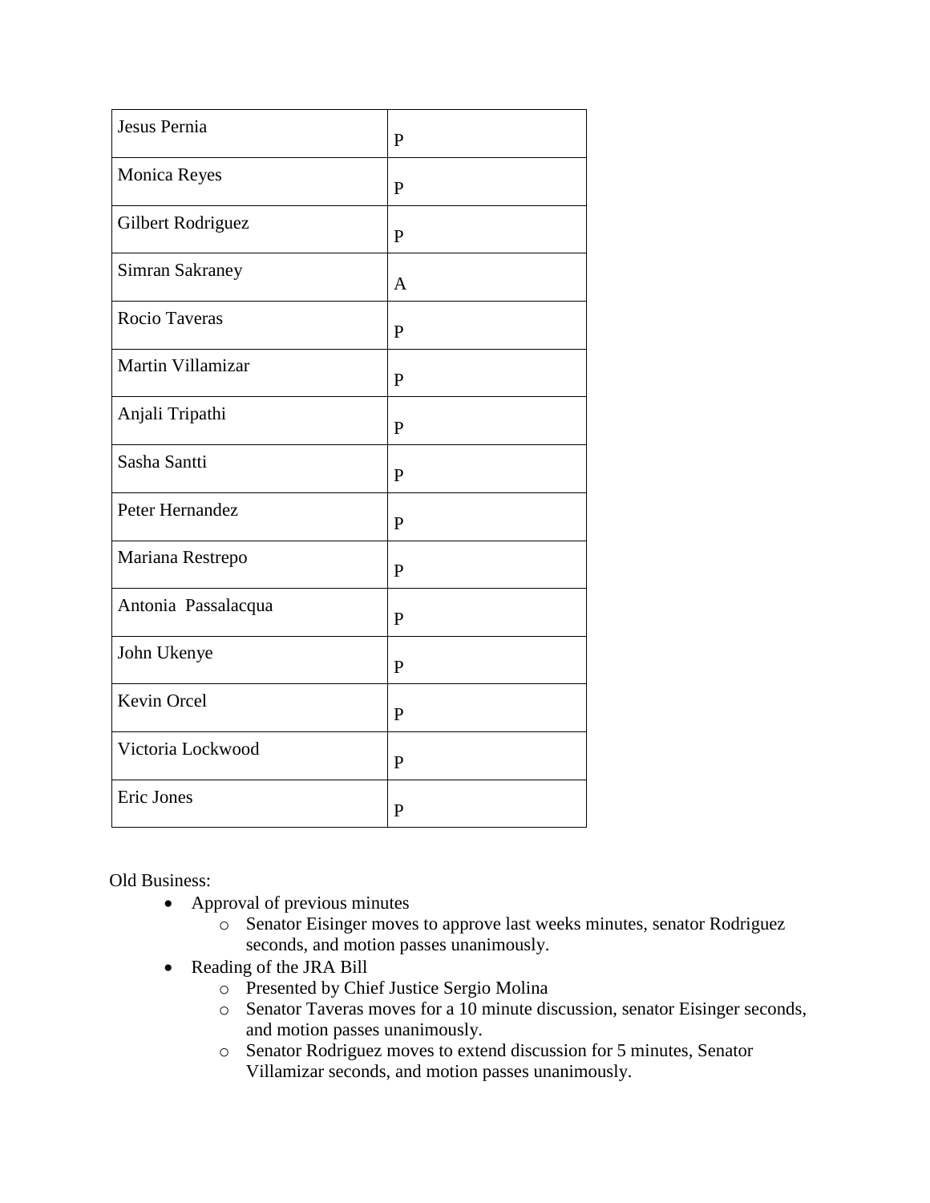| | |
|---|---|
| Jesus Pernia | P |
| Monica Reyes | P |
| Gilbert Rodriguez | P |
| Simran Sakraney | A |
| Rocio Taveras | P |
| Martin Villamizar | P |
| Anjali Tripathi | P |
| Sasha Santti | P |
| Peter Hernandez | P |
| Mariana Restrepo | P |
| Antonia Passalacqua | P |
| John Ukenye | P |
| Kevin Orcel | P |
| Victoria Lockwood | P |
| Eric Jones | P |

Old Business:

- Approval of previous minutes
  - Senator Eisinger moves to approve last weeks minutes, senator Rodriguez seconds, and motion passes unanimously.
- Reading of the JRA Bill
  - Presented by Chief Justice Sergio Molina
  - Senator Taveras moves for a 10 minute discussion, senator Eisinger seconds, and motion passes unanimously.
  - Senator Rodriguez moves to extend discussion for 5 minutes, Senator Villamizar seconds, and motion passes unanimously.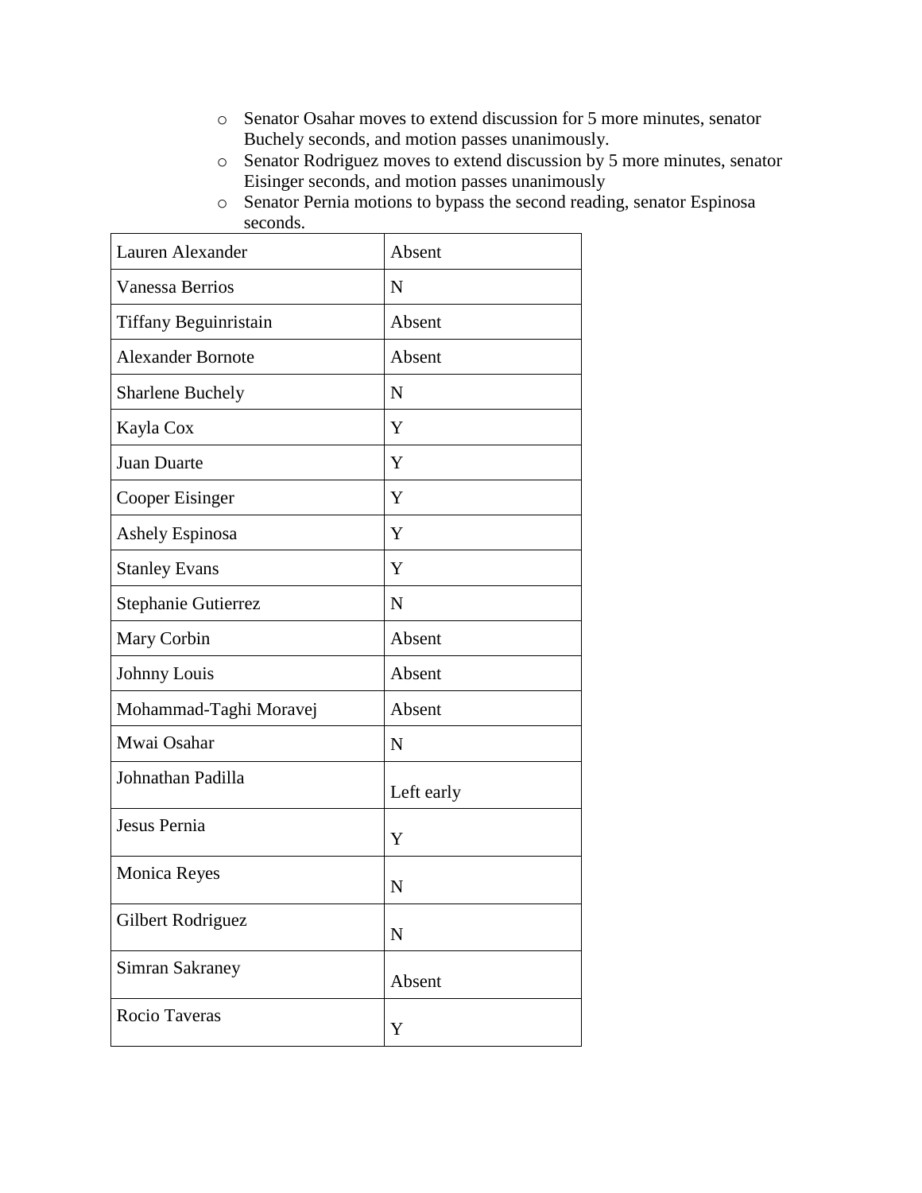- Senator Osahar moves to extend discussion for 5 more minutes, senator Buchely seconds, and motion passes unanimously.
- Senator Rodriguez moves to extend discussion by 5 more minutes, senator Eisinger seconds, and motion passes unanimously
- Senator Pernia motions to bypass the second reading, senator Espinosa seconds.

| | |
|---|---|
| Lauren Alexander | Absent |
| Vanessa Berrios | N |
| Tiffany Beguinristain | Absent |
| Alexander Bornote | Absent |
| Sharlene Buchely | N |
| Kayla Cox | Y |
| Juan Duarte | Y |
| Cooper Eisinger | Y |
| Ashely Espinosa | Y |
| Stanley Evans | Y |
| Stephanie Gutierrez | N |
| Mary Corbin | Absent |
| Johnny Louis | Absent |
| Mohammad-Taghi Moravej | Absent |
| Mwai Osahar | N |
| Johnathan Padilla | Left early |
| Jesus Pernia | Y |
| Monica Reyes | N |
| Gilbert Rodriguez | N |
| Simran Sakraney | Absent |
| Rocio Taveras | Y |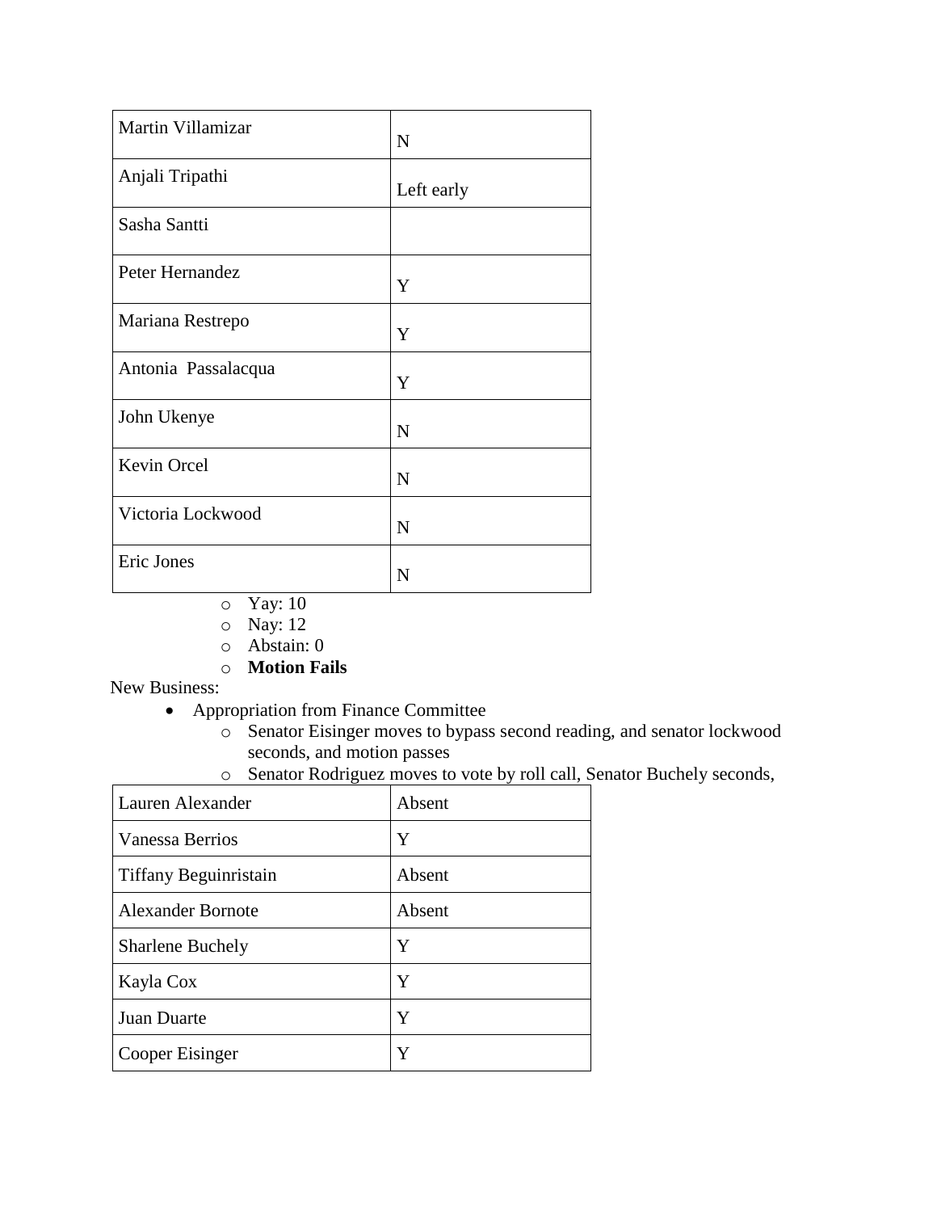| | |
|---|---|
| Martin Villamizar | N |
| Anjali Tripathi | Left early |
| Sasha Santti | |
| Peter Hernandez | Y |
| Mariana Restrepo | Y |
| Antonia Passalacqua | Y |
| John Ukenye | N |
| Kevin Orcel | N |
| Victoria Lockwood | N |
| Eric Jones | N |

- Yay: 10
- Nay: 12
- Abstain: 0
- **Motion Fails**

New Business:

- Appropriation from Finance Committee
  - Senator Eisinger moves to bypass second reading, and senator lockwood seconds, and motion passes
  - Senator Rodriguez moves to vote by roll call, Senator Buchely seconds,

| | |
|---|---|
| Lauren Alexander | Absent |
| Vanessa Berrios | Y |
| Tiffany Beguinristain | Absent |
| Alexander Bornote | Absent |
| Sharlene Buchely | Y |
| Kayla Cox | Y |
| Juan Duarte | Y |
| Cooper Eisinger | Y |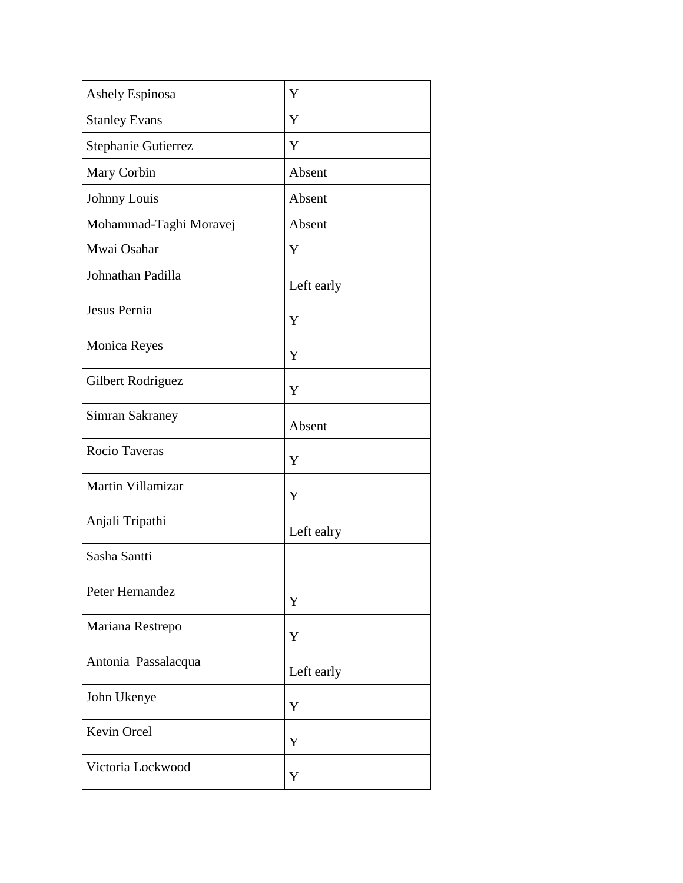| | |
|---|---|
| Ashely Espinosa | Y |
| Stanley Evans | Y |
| Stephanie Gutierrez | Y |
| Mary Corbin | Absent |
| Johnny Louis | Absent |
| Mohammad-Taghi Moravej | Absent |
| Mwai Osahar | Y |
| Johnathan Padilla | Left early |
| Jesus Pernia | Y |
| Monica Reyes | Y |
| Gilbert Rodriguez | Y |
| Simran Sakraney | Absent |
| Rocio Taveras | Y |
| Martin Villamizar | Y |
| Anjali Tripathi | Left ealry |
| Sasha Santti | |
| Peter Hernandez | Y |
| Mariana Restrepo | Y |
| Antonia  Passalacqua | Left early |
| John Ukenye | Y |
| Kevin Orcel | Y |
| Victoria Lockwood | Y |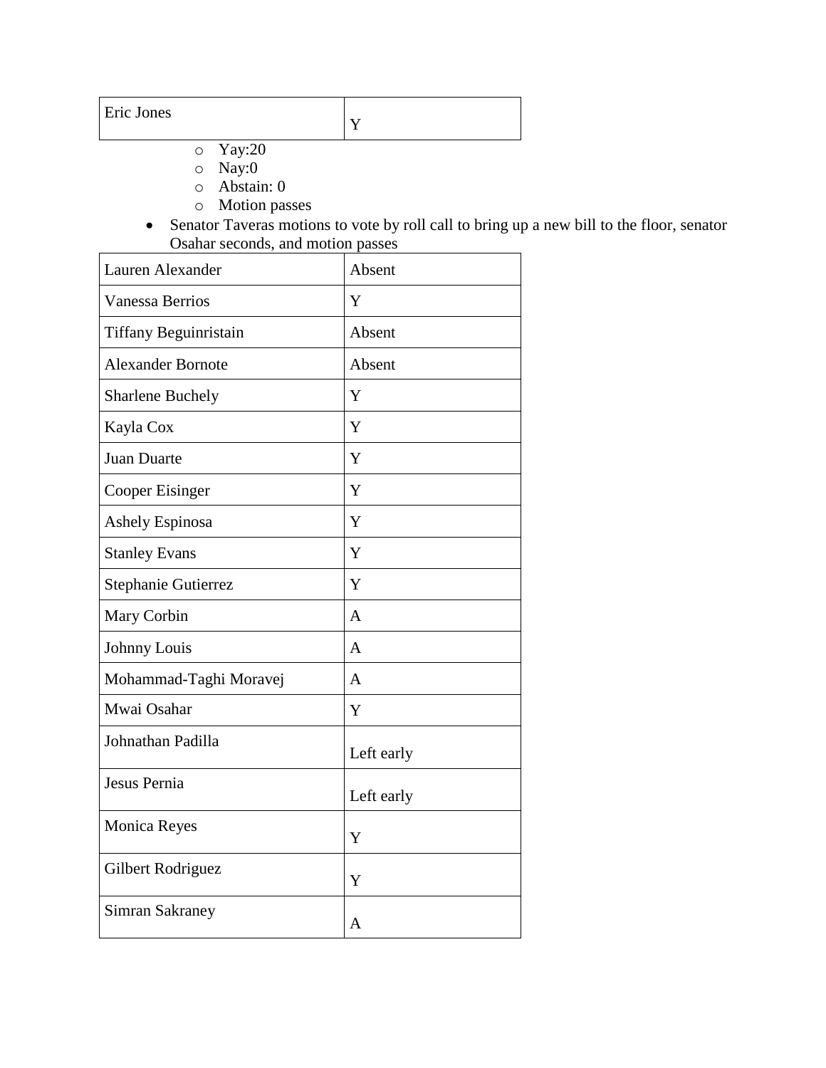| Eric Jones | Y |
|---|---|

  - Yay:20
  - Nay:0
  - Abstain: 0
  - Motion passes
- Senator Taveras motions to vote by roll call to bring up a new bill to the floor, senator Osahar seconds, and motion passes

| Lauren Alexander | Absent |
|---|---|
| Vanessa Berrios | Y |
| Tiffany Beguinristain | Absent |
| Alexander Bornote | Absent |
| Sharlene Buchely | Y |
| Kayla Cox | Y |
| Juan Duarte | Y |
| Cooper Eisinger | Y |
| Ashely Espinosa | Y |
| Stanley Evans | Y |
| Stephanie Gutierrez | Y |
| Mary Corbin | A |
| Johnny Louis | A |
| Mohammad-Taghi Moravej | A |
| Mwai Osahar | Y |
| Johnathan Padilla | Left early |
| Jesus Pernia | Left early |
| Monica Reyes | Y |
| Gilbert Rodriguez | Y |
| Simran Sakraney | A |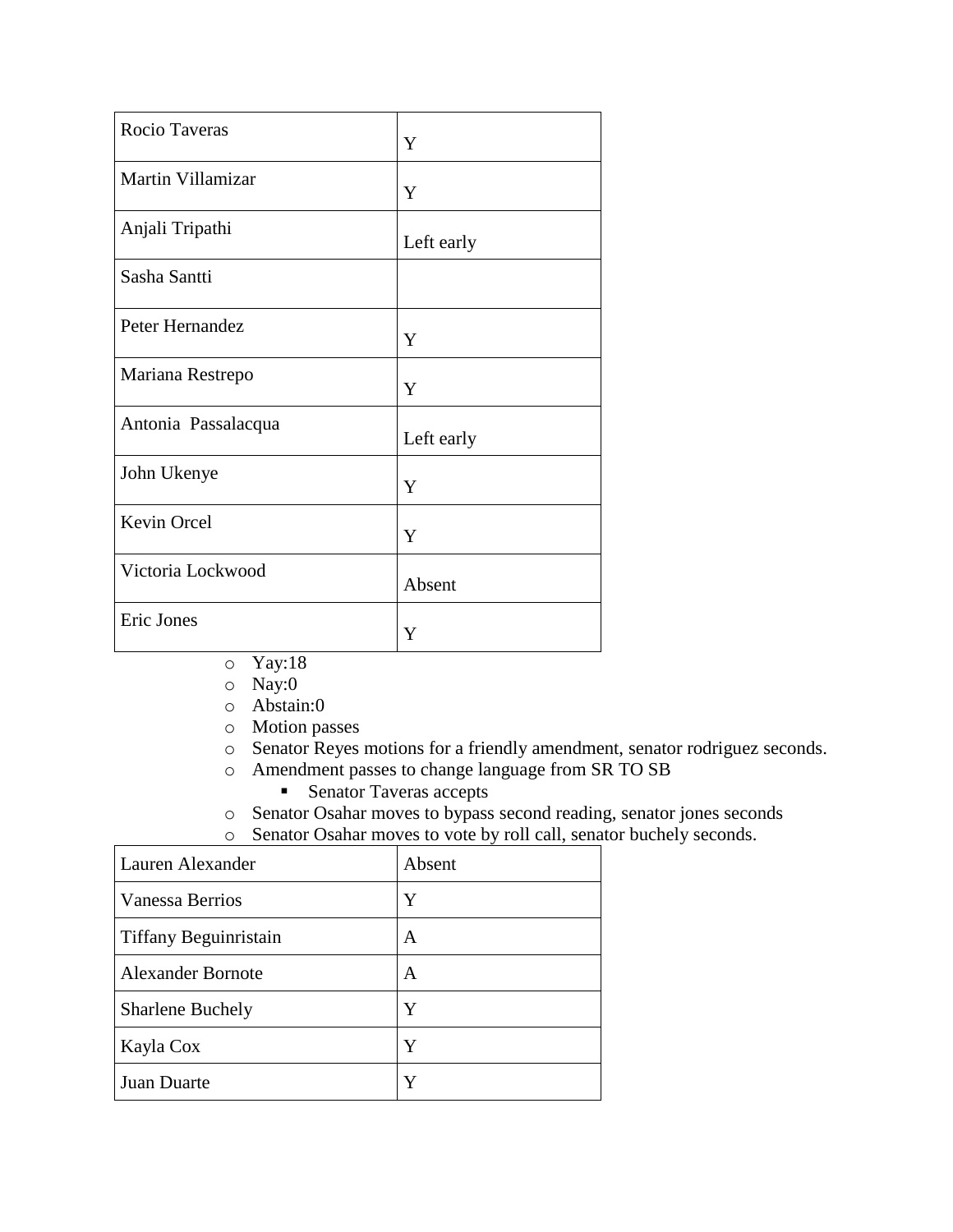| | |
|---|---|
| Rocio Taveras | Y |
| Martin Villamizar | Y |
| Anjali Tripathi | Left early |
| Sasha Santti | |
| Peter Hernandez | Y |
| Mariana Restrepo | Y |
| Antonia Passalacqua | Left early |
| John Ukenye | Y |
| Kevin Orcel | Y |
| Victoria Lockwood | Absent |
| Eric Jones | Y |

- Yay:18
- Nay:0
- Abstain:0
- Motion passes
- Senator Reyes motions for a friendly amendment, senator rodriguez seconds.
- Amendment passes to change language from SR TO SB
  - Senator Taveras accepts
- Senator Osahar moves to bypass second reading, senator jones seconds
- Senator Osahar moves to vote by roll call, senator buchely seconds.

| | |
|---|---|
| Lauren Alexander | Absent |
| Vanessa Berrios | Y |
| Tiffany Beguinristain | A |
| Alexander Bornote | A |
| Sharlene Buchely | Y |
| Kayla Cox | Y |
| Juan Duarte | Y |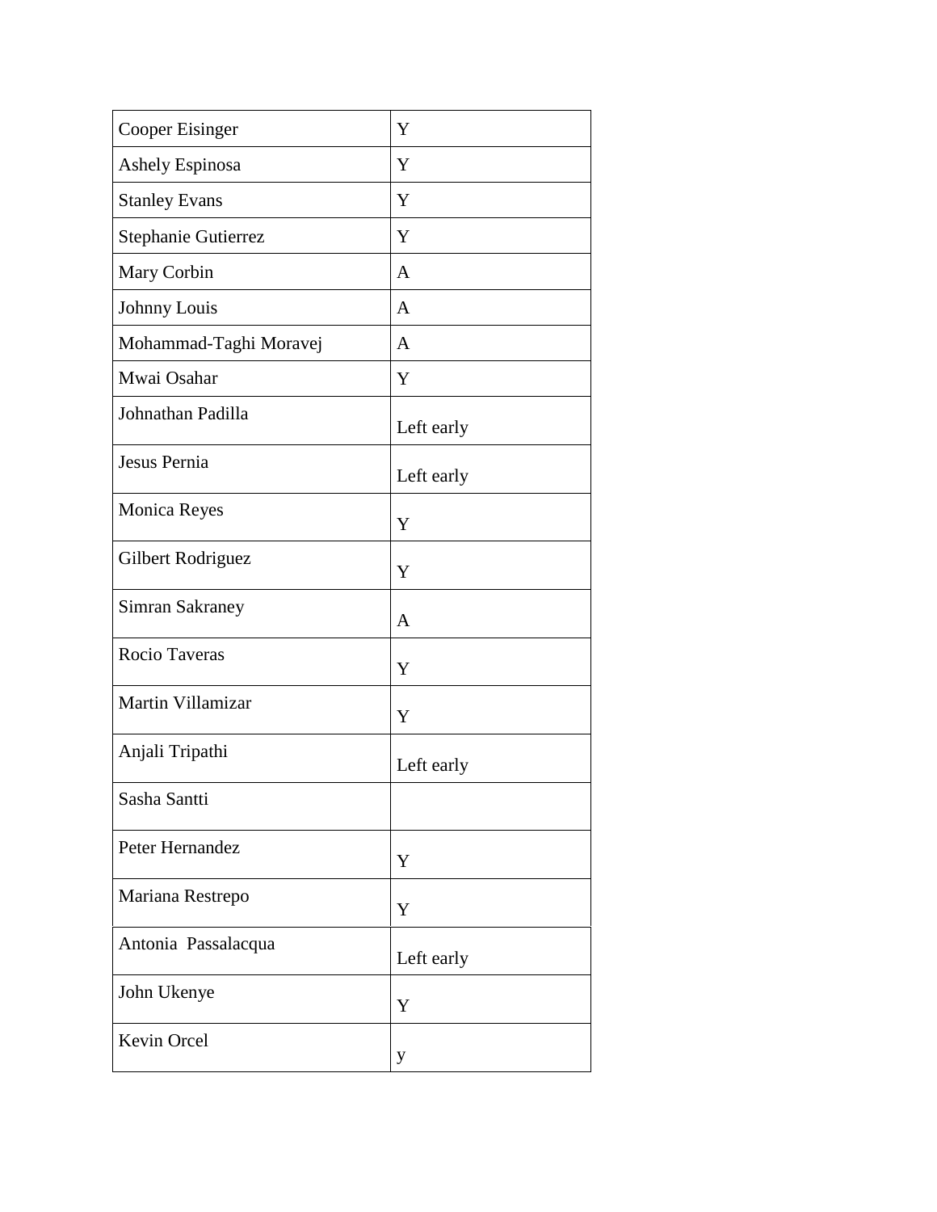| Cooper Eisinger | Y |
|---|---|
| Ashely Espinosa | Y |
| Stanley Evans | Y |
| Stephanie Gutierrez | Y |
| Mary Corbin | A |
| Johnny Louis | A |
| Mohammad-Taghi Moravej | A |
| Mwai Osahar | Y |
| Johnathan Padilla | Left early |
| Jesus Pernia | Left early |
| Monica Reyes | Y |
| Gilbert Rodriguez | Y |
| Simran Sakraney | A |
| Rocio Taveras | Y |
| Martin Villamizar | Y |
| Anjali Tripathi | Left early |
| Sasha Santti | |
| Peter Hernandez | Y |
| Mariana Restrepo | Y |
| Antonia  Passalacqua | Left early |
| John Ukenye | Y |
| Kevin Orcel | y |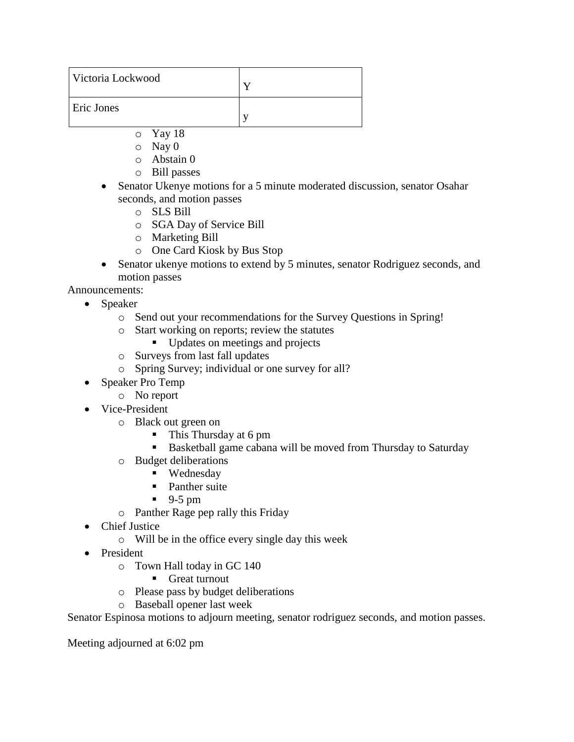| | |
|---|---|
| Victoria Lockwood | Y |
| Eric Jones | y |

- Yay 18
- Nay 0
- Abstain 0
- Bill passes

- Senator Ukenye motions for a 5 minute moderated discussion, senator Osahar seconds, and motion passes
  - SLS Bill
  - SGA Day of Service Bill
  - Marketing Bill
  - One Card Kiosk by Bus Stop
- Senator ukenye motions to extend by 5 minutes, senator Rodriguez seconds, and motion passes

Announcements:

- Speaker
  - Send out your recommendations for the Survey Questions in Spring!
  - Start working on reports; review the statutes
    - Updates on meetings and projects
  - Surveys from last fall updates
  - Spring Survey; individual or one survey for all?
- Speaker Pro Temp
  - No report
- Vice-President
  - Black out green on
    - This Thursday at 6 pm
    - Basketball game cabana will be moved from Thursday to Saturday
  - Budget deliberations
    - Wednesday
    - Panther suite
    - 9-5 pm
  - Panther Rage pep rally this Friday
- Chief Justice
  - Will be in the office every single day this week
- President
  - Town Hall today in GC 140
    - Great turnout
  - Please pass by budget deliberations
  - Baseball opener last week

Senator Espinosa motions to adjourn meeting, senator rodriguez seconds, and motion passes.

Meeting adjourned at 6:02 pm